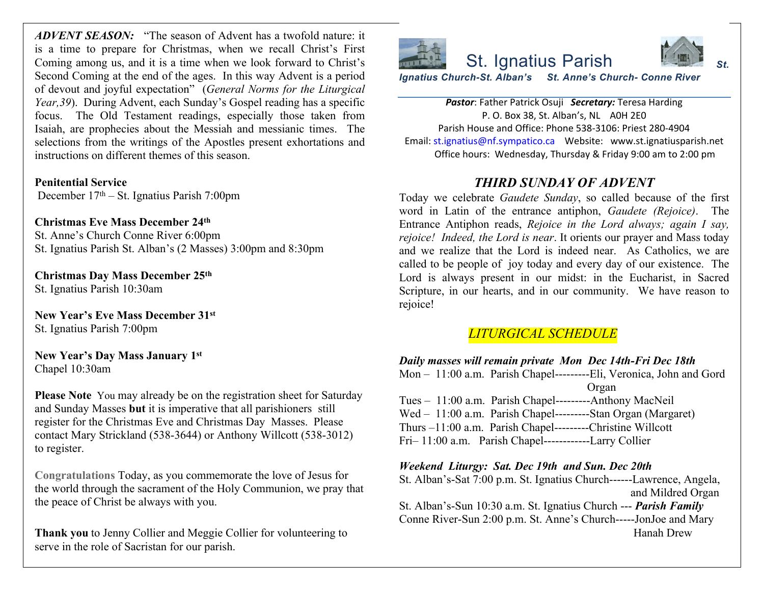***ADVENT SEASON:*** "The season of Advent has a twofold nature: it is a time to prepare for Christmas, when we recall Christ's First Coming among us, and it is a time when we look forward to Christ's Second Coming at the end of the ages. In this way Advent is a period of devout and joyful expectation" (*General Norms for the Liturgical Year,39*). During Advent, each Sunday's Gospel reading has a specific focus. The Old Testament readings, especially those taken from Isaiah, are prophecies about the Messiah and messianic times. The selections from the writings of the Apostles present exhortations and instructions on different themes of this season.

**Penitential Service**
December 17th – St. Ignatius Parish 7:00pm

**Christmas Eve Mass December 24th**
St. Anne's Church Conne River 6:00pm
St. Ignatius Parish St. Alban's (2 Masses) 3:00pm and 8:30pm

**Christmas Day Mass December 25th**
St. Ignatius Parish 10:30am

**New Year's Eve Mass December 31st**
St. Ignatius Parish 7:00pm

**New Year's Day Mass January 1st**
Chapel 10:30am

**Please Note** You may already be on the registration sheet for Saturday and Sunday Masses **but** it is imperative that all parishioners still register for the Christmas Eve and Christmas Day Masses. Please contact Mary Strickland (538-3644) or Anthony Willcott (538-3012) to register.

**Congratulations** Today, as you commemorate the love of Jesus for the world through the sacrament of the Holy Communion, we pray that the peace of Christ be always with you.

**Thank you** to Jenny Collier and Meggie Collier for volunteering to serve in the role of Sacristan for our parish.

# St. Ignatius Parish

***St. Ignatius Church-St. Alban's St. Anne's Church- Conne River***

***Pastor***: Father Patrick Osuji ***Secretary:*** Teresa Harding
P. O. Box 38, St. Alban's, NL A0H 2E0
Parish House and Office: Phone 538-3106: Priest 280-4904
Email: st.ignatius@nf.sympatico.ca Website: www.st.ignatiusparish.net
Office hours: Wednesday, Thursday & Friday 9:00 am to 2:00 pm

## *THIRD SUNDAY OF ADVENT*

Today we celebrate *Gaudete Sunday*, so called because of the first word in Latin of the entrance antiphon, *Gaudete (Rejoice)*. The Entrance Antiphon reads, *Rejoice in the Lord always; again I say, rejoice! Indeed, the Lord is near*. It orients our prayer and Mass today and we realize that the Lord is indeed near. As Catholics, we are called to be people of joy today and every day of our existence. The Lord is always present in our midst: in the Eucharist, in Sacred Scripture, in our hearts, and in our community. We have reason to rejoice!

## *LITURGICAL SCHEDULE*

***Daily masses will remain private Mon Dec 14th-Fri Dec 18th***
Mon – 11:00 a.m. Parish Chapel---------Eli, Veronica, John and Gord Organ
Tues – 11:00 a.m. Parish Chapel---------Anthony MacNeil
Wed – 11:00 a.m. Parish Chapel---------Stan Organ (Margaret)
Thurs –11:00 a.m. Parish Chapel---------Christine Willcott
Fri– 11:00 a.m. Parish Chapel------------Larry Collier

***Weekend Liturgy: Sat. Dec 19th and Sun. Dec 20th***
St. Alban's-Sat 7:00 p.m. St. Ignatius Church------Lawrence, Angela, and Mildred Organ
St. Alban's-Sun 10:30 a.m. St. Ignatius Church --- ***Parish Family***
Conne River-Sun 2:00 p.m. St. Anne's Church-----JonJoe and Mary Hanah Drew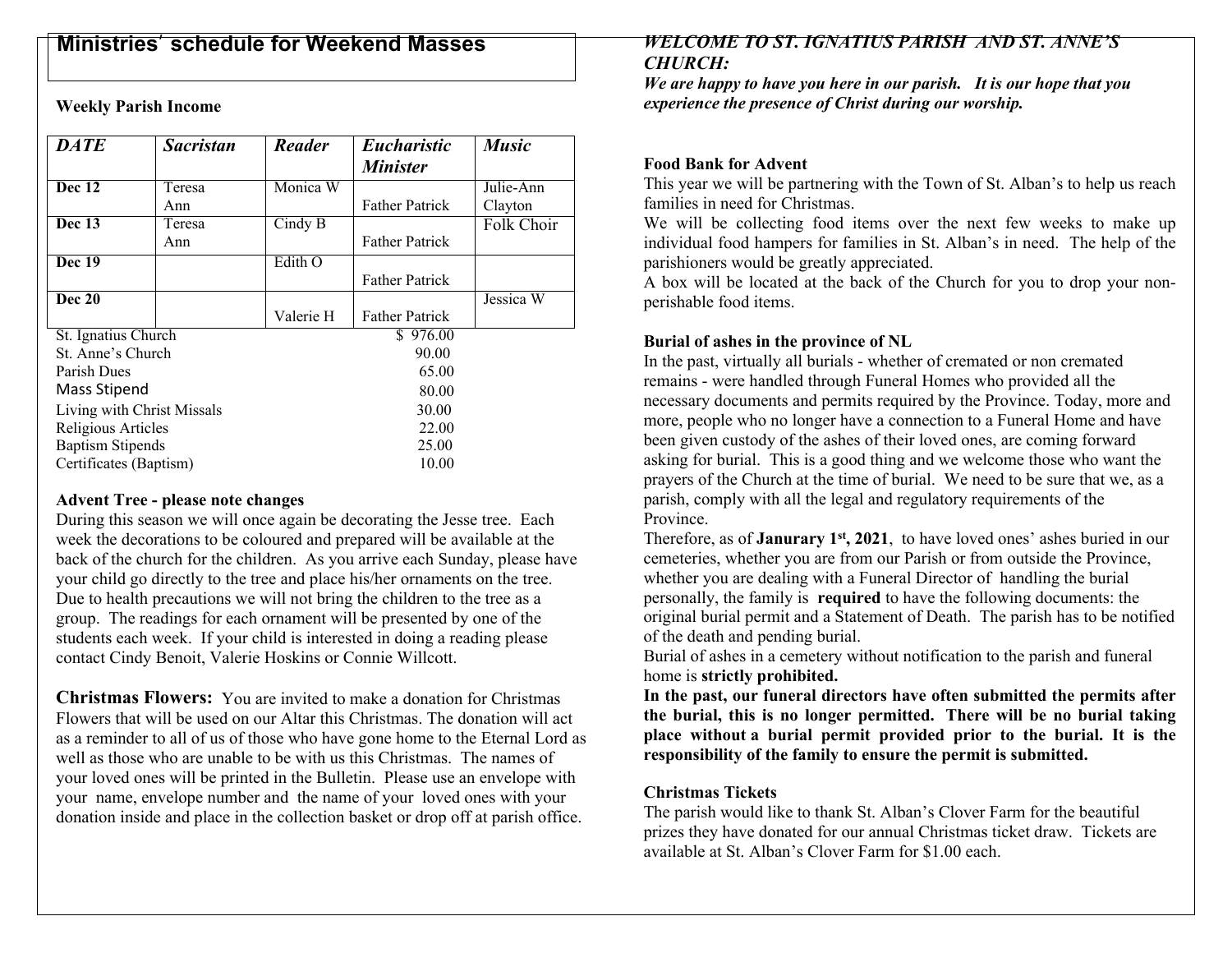## Ministries' schedule for Weekend Masses

**Weekly Parish Income**

| *DATE* | *Sacristan* | *Reader* | *Eucharistic Minister* | *Music* |
|---|---|---|---|---|
| **Dec 12** | Teresa Ann | Monica W | Father Patrick | Julie-Ann Clayton |
| **Dec 13** | Teresa Ann | Cindy B | Father Patrick | Folk Choir |
| **Dec 19** | | Edith O | Father Patrick | |
| **Dec 20** | | Valerie H | Father Patrick | Jessica W |

| | |
|---|---|
| St. Ignatius Church | $ 976.00 |
| St. Anne's Church | 90.00 |
| Parish Dues | 65.00 |
| Mass Stipend | 80.00 |
| Living with Christ Missals | 30.00 |
| Religious Articles | 22.00 |
| Baptism Stipends | 25.00 |
| Certificates (Baptism) | 10.00 |

**Advent Tree - please note changes**

During this season we will once again be decorating the Jesse tree. Each week the decorations to be coloured and prepared will be available at the back of the church for the children. As you arrive each Sunday, please have your child go directly to the tree and place his/her ornaments on the tree. Due to health precautions we will not bring the children to the tree as a group. The readings for each ornament will be presented by one of the students each week. If your child is interested in doing a reading please contact Cindy Benoit, Valerie Hoskins or Connie Willcott.

**Christmas Flowers:** You are invited to make a donation for Christmas Flowers that will be used on our Altar this Christmas. The donation will act as a reminder to all of us of those who have gone home to the Eternal Lord as well as those who are unable to be with us this Christmas. The names of your loved ones will be printed in the Bulletin. Please use an envelope with your name, envelope number and the name of your loved ones with your donation inside and place in the collection basket or drop off at parish office.

***WELCOME TO ST. IGNATIUS PARISH AND ST. ANNE'S CHURCH:***

***We are happy to have you here in our parish. It is our hope that you experience the presence of Christ during our worship.***

**Food Bank for Advent**

This year we will be partnering with the Town of St. Alban's to help us reach families in need for Christmas.

We will be collecting food items over the next few weeks to make up individual food hampers for families in St. Alban's in need. The help of the parishioners would be greatly appreciated.

A box will be located at the back of the Church for you to drop your non-perishable food items.

**Burial of ashes in the province of NL**

In the past, virtually all burials - whether of cremated or non cremated remains - were handled through Funeral Homes who provided all the necessary documents and permits required by the Province. Today, more and more, people who no longer have a connection to a Funeral Home and have been given custody of the ashes of their loved ones, are coming forward asking for burial. This is a good thing and we welcome those who want the prayers of the Church at the time of burial. We need to be sure that we, as a parish, comply with all the legal and regulatory requirements of the Province.

Therefore, as of **Janurary 1st, 2021**, to have loved ones' ashes buried in our cemeteries, whether you are from our Parish or from outside the Province, whether you are dealing with a Funeral Director of handling the burial personally, the family is **required** to have the following documents: the original burial permit and a Statement of Death. The parish has to be notified of the death and pending burial.

Burial of ashes in a cemetery without notification to the parish and funeral home is **strictly prohibited.**

**In the past, our funeral directors have often submitted the permits after the burial, this is no longer permitted. There will be no burial taking place without a burial permit provided prior to the burial. It is the responsibility of the family to ensure the permit is submitted.**

**Christmas Tickets**

The parish would like to thank St. Alban's Clover Farm for the beautiful prizes they have donated for our annual Christmas ticket draw. Tickets are available at St. Alban's Clover Farm for $1.00 each.